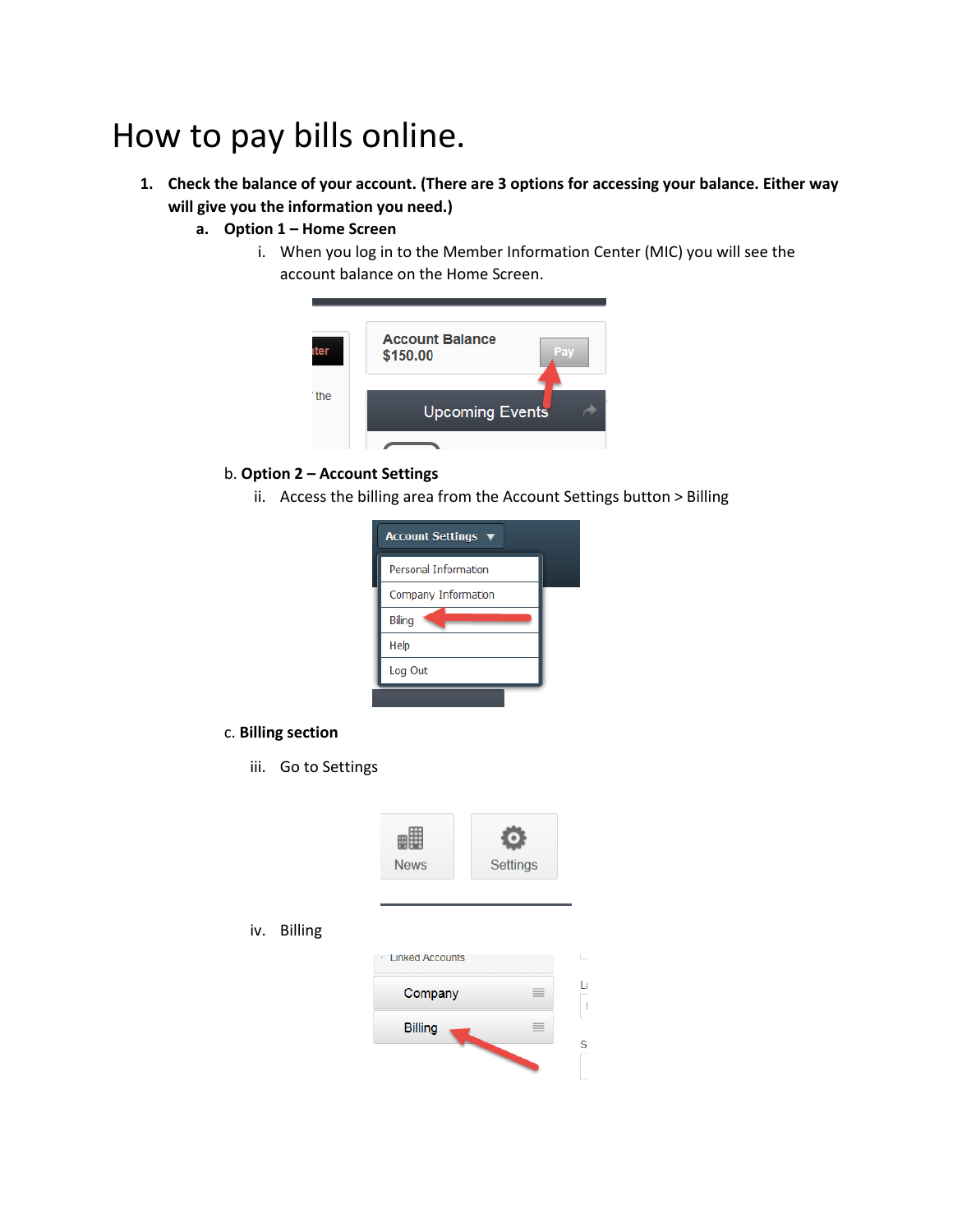# How to pay bills online.

1. **Check the balance of your account. (There are 3 options for accessing your balance. Either way will give you the information you need.)**
   a. **Option 1 – Home Screen**
      i. When you log in to the Member Information Center (MIC) you will see the account balance on the Home Screen.

   b. **Option 2 – Account Settings**
      ii. Access the billing area from the Account Settings button > Billing

   c. **Billing section**
      iii. Go to Settings

      iv. Billing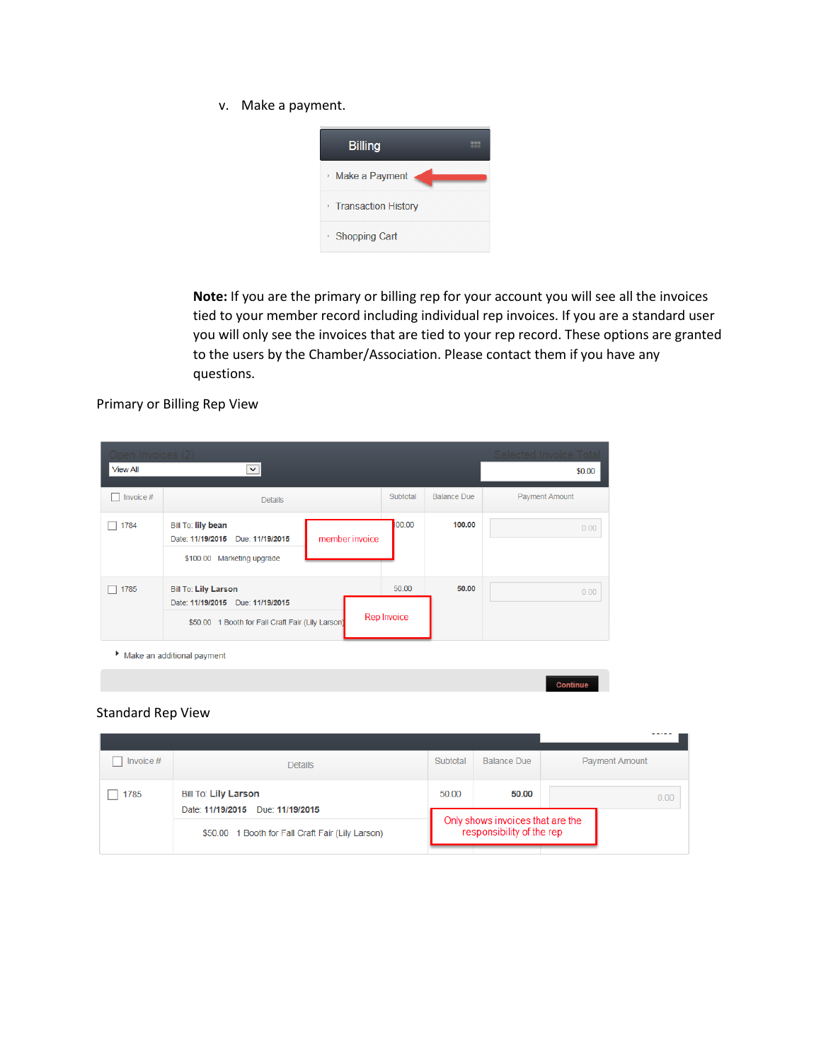v. Make a payment.

Billing

- Make a Payment
- Transaction History
- Shopping Cart

**Note:** If you are the primary or billing rep for your account you will see all the invoices tied to your member record including individual rep invoices. If you are a standard user you will only see the invoices that are tied to your rep record. These options are granted to the users by the Chamber/Association. Please contact them if you have any questions.

Primary or Billing Rep View

Open Invoices (2) — View All — Selected Invoice Total: $0.00

| Invoice # | Details | Subtotal | Balance Due | Payment Amount |
|---|---|---|---|---|
| 1784 | Bill To: lily bean<br>Date: 11/19/2015 Due: 11/19/2015<br>$100.00 Marketing upgrade | 100.00 | 100.00 | 0.00 |
| 1785 | Bill To: Lily Larson<br>Date: 11/19/2015 Due: 11/19/2015<br>$50.00 1 Booth for Fall Craft Fair (Lily Larson) | 50.00 | 50.00 | 0.00 |

member invoice

Rep Invoice

Make an additional payment

Continue

Standard Rep View

| Invoice # | Details | Subtotal | Balance Due | Payment Amount |
|---|---|---|---|---|
| 1785 | Bill To: Lily Larson<br>Date: 11/19/2015 Due: 11/19/2015<br>$50.00 1 Booth for Fall Craft Fair (Lily Larson) | 50.00 | 50.00 | 0.00 |

Only shows invoices that are the responsibility of the rep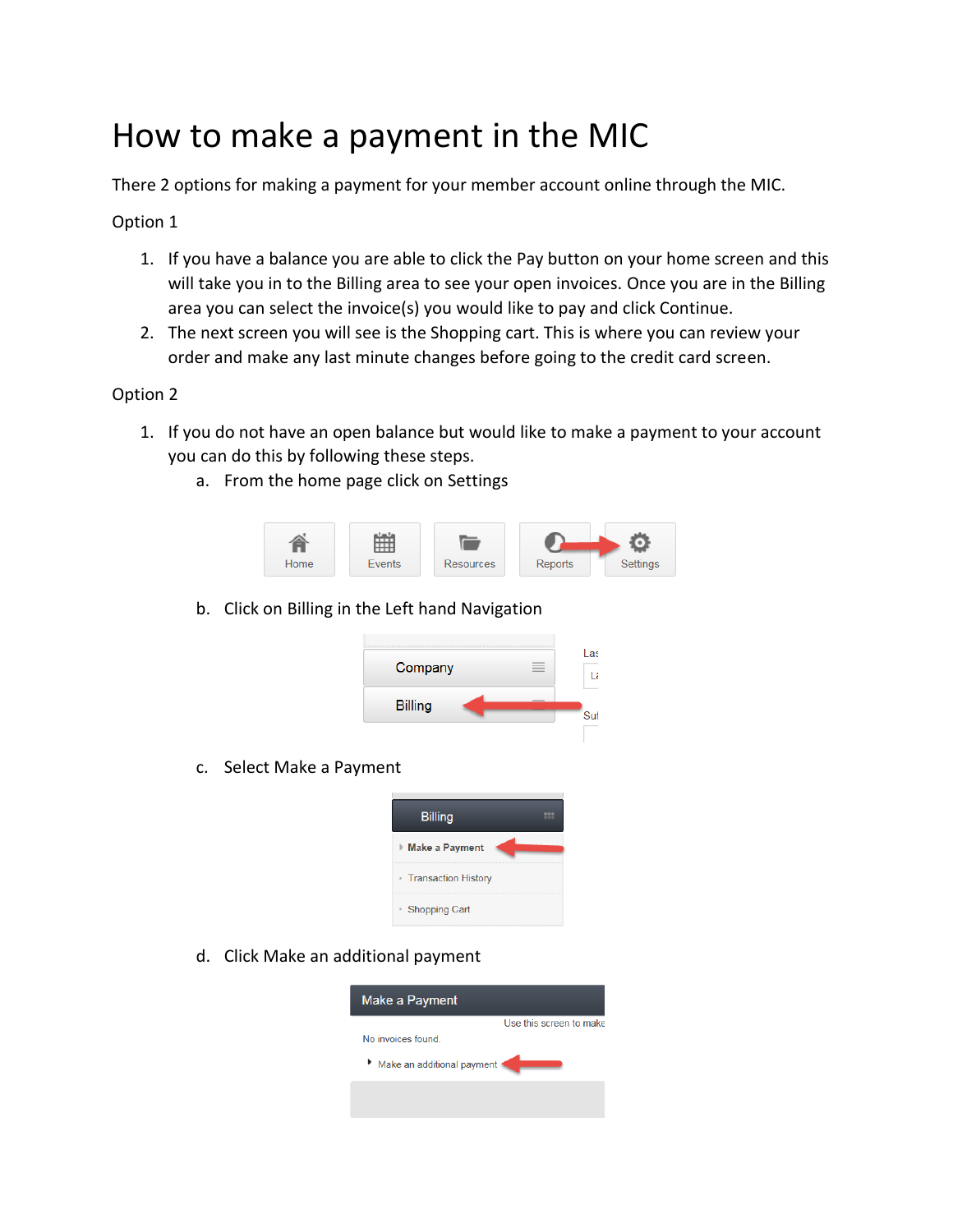# How to make a payment in the MIC

There 2 options for making a payment for your member account online through the MIC.

Option 1

1. If you have a balance you are able to click the Pay button on your home screen and this will take you in to the Billing area to see your open invoices. Once you are in the Billing area you can select the invoice(s) you would like to pay and click Continue.
2. The next screen you will see is the Shopping cart. This is where you can review your order and make any last minute changes before going to the credit card screen.

Option 2

1. If you do not have an open balance but would like to make a payment to your account you can do this by following these steps.
   a. From the home page click on Settings
   b. Click on Billing in the Left hand Navigation
   c. Select Make a Payment
   d. Click Make an additional payment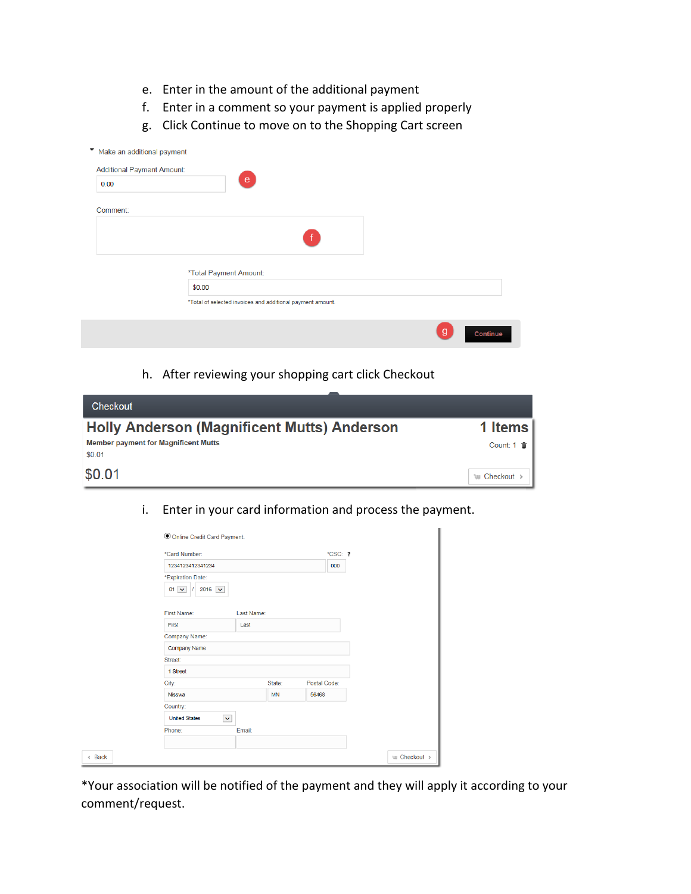e. Enter in the amount of the additional payment
f. Enter in a comment so your payment is applied properly
g. Click Continue to move on to the Shopping Cart screen

▾ Make an additional payment

Additional Payment Amount: 0.00 (e)

Comment: (f)

*Total Payment Amount: $0.00

*Total of selected invoices and additional payment amount

(g) Continue

h. After reviewing your shopping cart click Checkout

Checkout

**Holly Anderson (Magnificent Mutts) Anderson** — **1 Items**

**Member payment for Magnificent Mutts** — Count: 1

$0.01

$0.01 — Checkout

i. Enter in your card information and process the payment.

◉ Online Credit Card Payment

*Card Number: 1234123412341234 — *CSC: 000

*Expiration Date: 01 / 2016

First Name: First — Last Name: Last

Company Name: Company Name

Street: 1 Street

City: Nisswa — State: MN — Postal Code: 56468

Country: United States

Phone: — Email:

‹ Back — Checkout ›

*Your association will be notified of the payment and they will apply it according to your comment/request.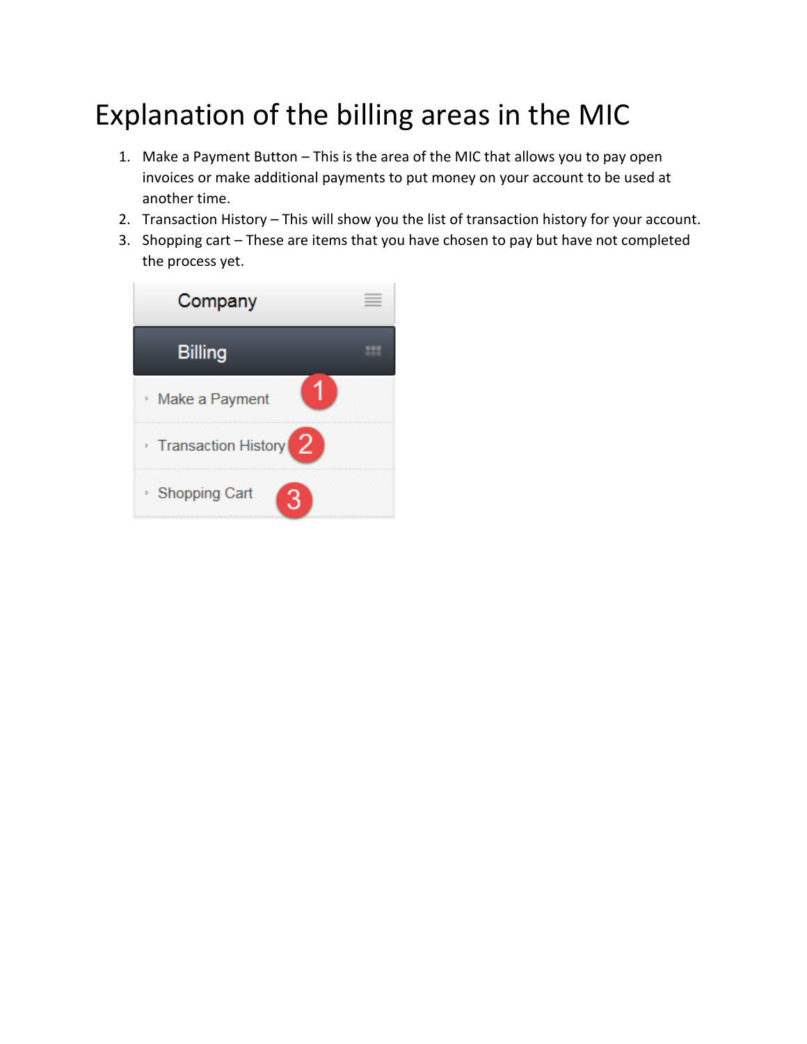# Explanation of the billing areas in the MIC

1. Make a Payment Button – This is the area of the MIC that allows you to pay open invoices or make additional payments to put money on your account to be used at another time.
2. Transaction History – This will show you the list of transaction history for your account.
3. Shopping cart – These are items that you have chosen to pay but have not completed the process yet.

Company

Billing

Make a Payment 1

Transaction History 2

Shopping Cart 3